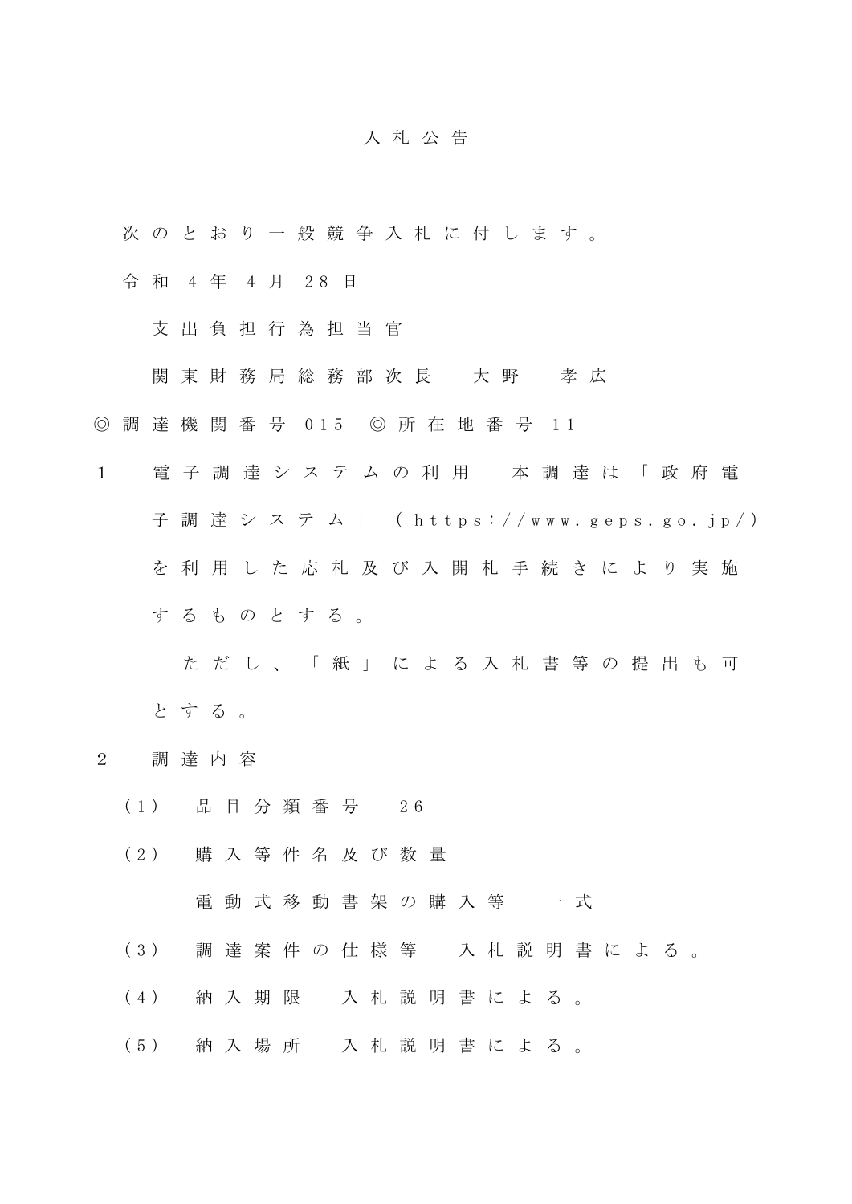# 入札公告

次のとおり一般競争入札に付します。

令和４年４月28日

支出負担行為担当官

関東財務局総務部次長　大野　孝広

◎調達機関番号 015　◎所在地番号 11

１　電子調達システムの利用　本調達は「政府電子調達システム」（https://www.geps.go.jp/）を利用した応札及び入開札手続きにより実施するものとする。

ただし、「紙」による入札書等の提出も可とする。

２　調達内容

（1）　品目分類番号　26

（2）　購入等件名及び数量

電動式移動書架の購入等　一式

（3）　調達案件の仕様等　入札説明書による。

（4）　納入期限　入札説明書による。

（5）　納入場所　入札説明書による。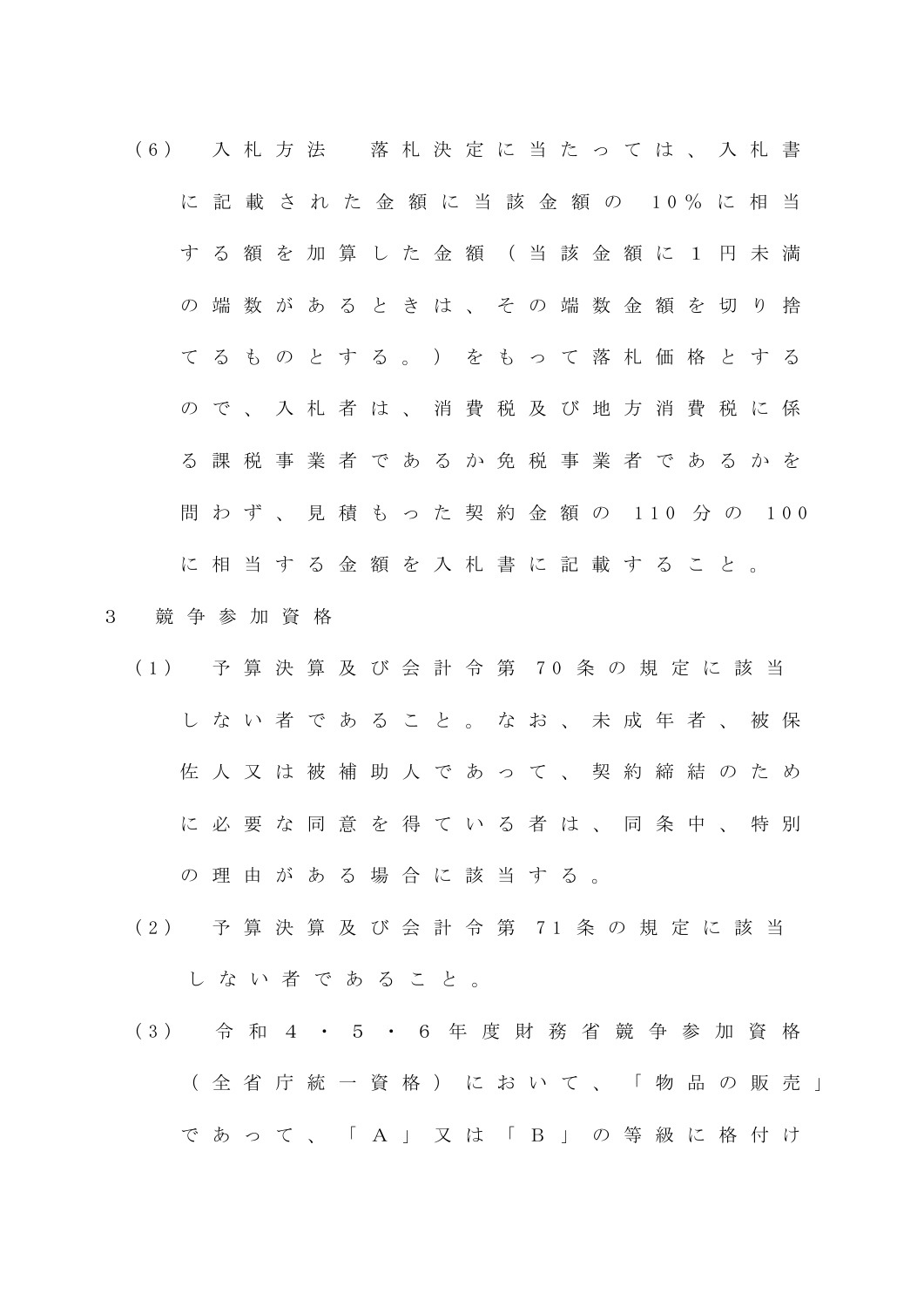（6）　入札方法　落札決定に当たっては、入札書に記載された金額に当該金額の10％に相当する額を加算した金額（当該金額に1円未満の端数があるときは、その端数金額を切り捨てるものとする。）をもって落札価格とするので、入札者は、消費税及び地方消費税に係る課税事業者であるか免税事業者であるかを問わず、見積もった契約金額の110分の100に相当する金額を入札書に記載すること。

3　競争参加資格

（1）　予算決算及び会計令第70条の規定に該当しない者であること。なお、未成年者、被保佐人又は被補助人であって、契約締結のために必要な同意を得ている者は、同条中、特別の理由がある場合に該当する。

（2）　予算決算及び会計令第71条の規定に該当しない者であること。

（3）　令和4・5・6年度財務省競争参加資格（全省庁統一資格）において、「物品の販売」であって、「A」又は「B」の等級に格付け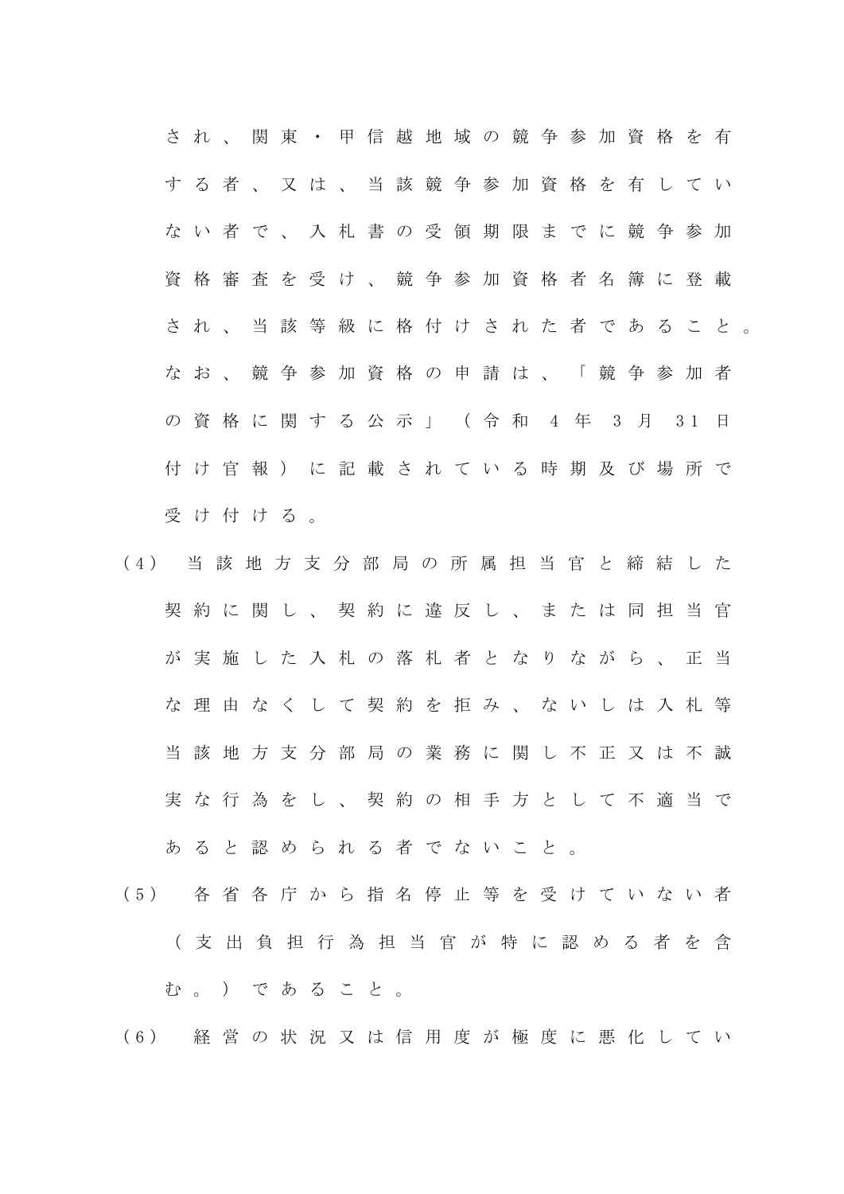され、関東・甲信越地域の競争参加資格を有する者、又は、当該競争参加資格を有していない者で、入札書の受領期限までに競争参加資格審査を受け、競争参加資格者名簿に登載され、当該等級に格付けされた者であること。なお、競争参加資格の申請は、「競争参加者の資格に関する公示」（令和4年3月31日付け官報）に記載されている時期及び場所で受け付ける。

（4） 当該地方支分部局の所属担当官と締結した契約に関し、契約に違反し、または同担当官が実施した入札の落札者となりながら、正当な理由なくして契約を拒み、ないしは入札等当該地方支分部局の業務に関し不正又は不誠実な行為をし、契約の相手方として不適当であると認められる者でないこと。

（5） 各省各庁から指名停止等を受けていない者（支出負担行為担当官が特に認める者を含む。）であること。

（6） 経営の状況又は信用度が極度に悪化してい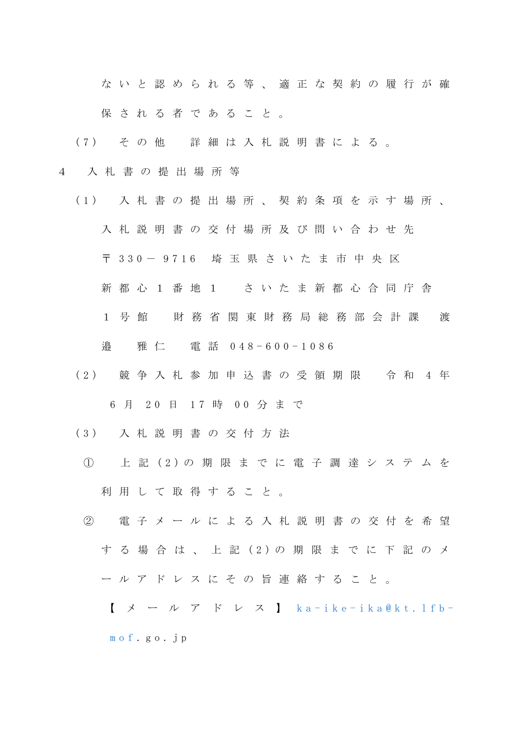ないと認められる等、適正な契約の履行が確保される者であること。

（7）　その他　詳細は入札説明書による。

4　入札書の提出場所等

（1）　入札書の提出場所、契約条項を示す場所、入札説明書の交付場所及び問い合わせ先

〒330－9716　埼玉県さいたま市中央区新都心1番地1　さいたま新都心合同庁舎1号館　財務省関東財務局総務部会計課　渡邉　雅仁　電話　048-600-1086

（2）　競争入札参加申込書の受領期限　令和4年6月20日　17時00分まで

（3）　入札説明書の交付方法

①　上記（2）の期限までに電子調達システムを利用して取得すること。

②　電子メールによる入札説明書の交付を希望する場合は、上記（2）の期限までに下記のメールアドレスにその旨連絡すること。

【メールアドレス】ka-ike-ika@kt.lfb-mof.go.jp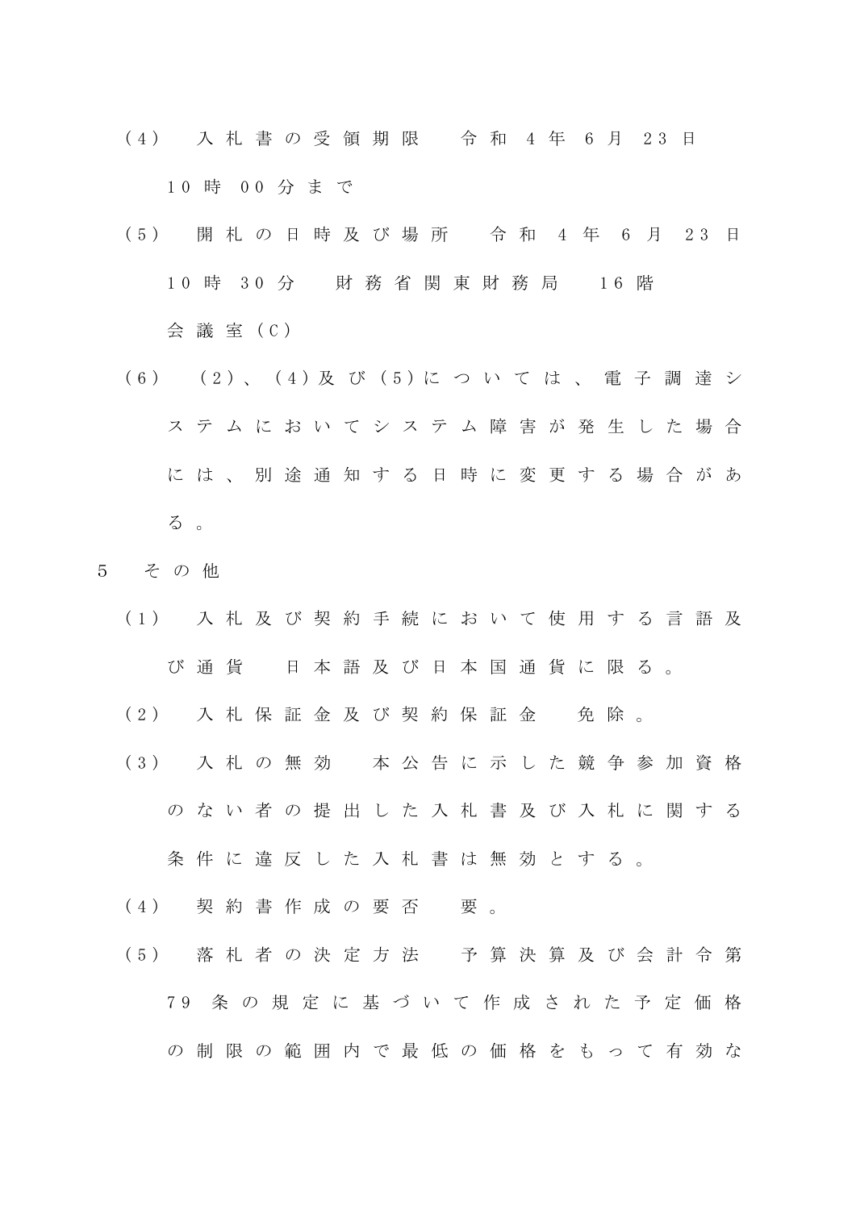(4)　入札書の受領期限　令和4年6月23日10時00分まで

(5)　開札の日時及び場所　令和4年6月23日10時30分　財務省関東財務局　16階会議室(C)

(6)　(2)、(4)及び(5)については、電子調達システムにおいてシステム障害が発生した場合には、別途通知する日時に変更する場合がある。

5　その他

(1)　入札及び契約手続において使用する言語及び通貨　日本語及び日本国通貨に限る。

(2)　入札保証金及び契約保証金　免除。

(3)　入札の無効　本公告に示した競争参加資格のない者の提出した入札書及び入札に関する条件に違反した入札書は無効とする。

(4)　契約書作成の要否　要。

(5)　落札者の決定方法　予算決算及び会計令第79条の規定に基づいて作成された予定価格の制限の範囲内で最低の価格をもって有効な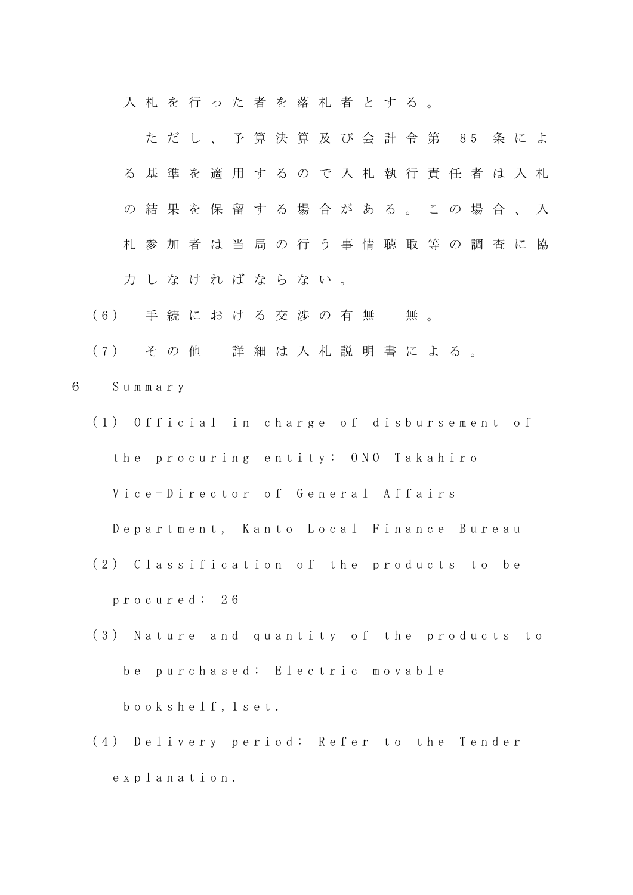入札を行った者を落札者とする。

ただし、予算決算及び会計令第 85 条による基準を適用するので入札執行責任者は入札の結果を保留する場合がある。この場合、入札参加者は当局の行う事情聴取等の調査に協力しなければならない。

(6) 手続における交渉の有無　無。

(7) その他　詳細は入札説明書による。

6 Summary

(1) Official in charge of disbursement of the procuring entity: ONO Takahiro Vice-Director of General Affairs Department, Kanto Local Finance Bureau

(2) Classification of the products to be procured: 26

(3) Nature and quantity of the products to be purchased: Electric movable bookshelf,1set.

(4) Delivery period: Refer to the Tender explanation.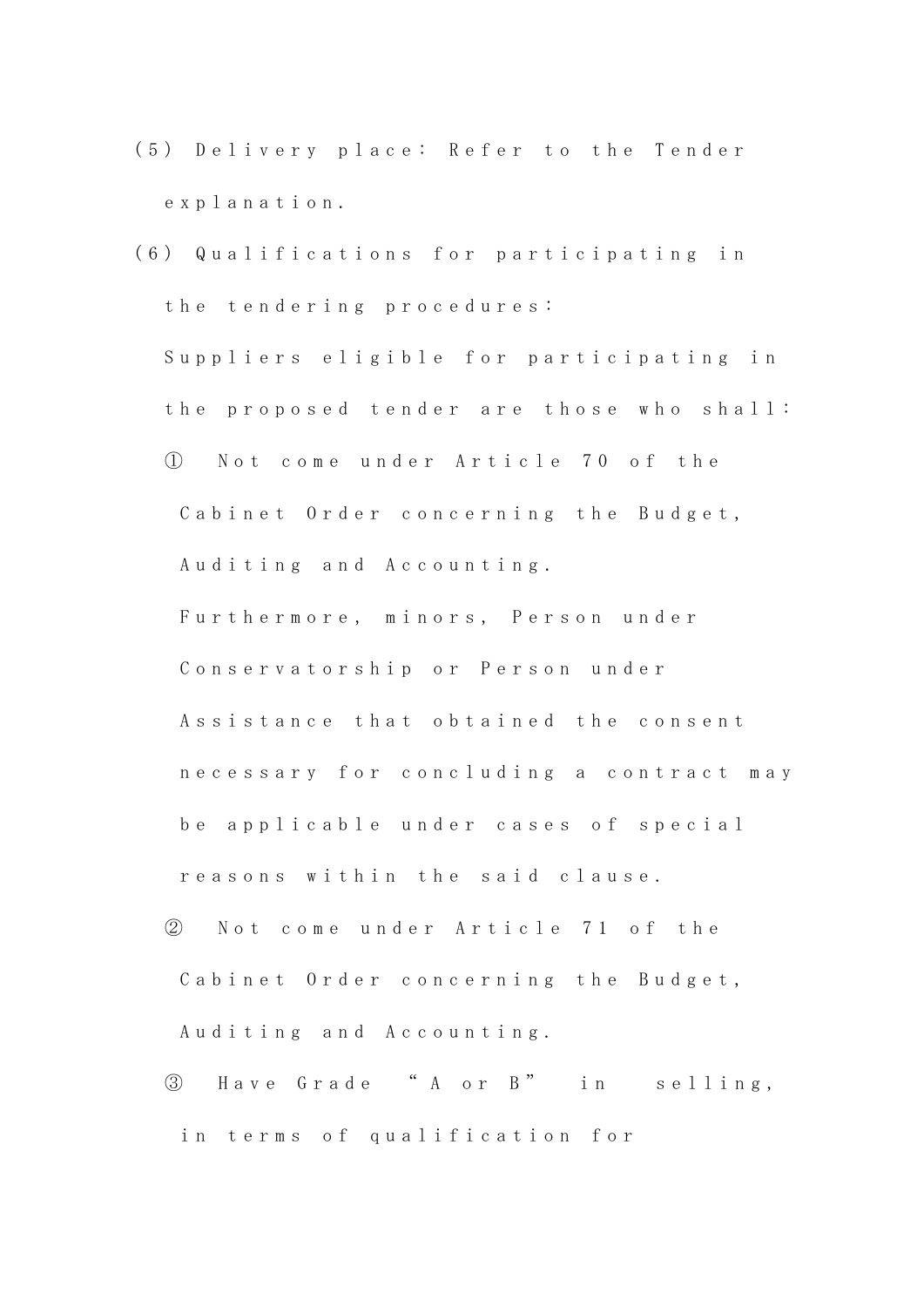(5) Delivery place: Refer to the Tender explanation.

(6) Qualifications for participating in the tendering procedures:

Suppliers eligible for participating in the proposed tender are those who shall:

① Not come under Article 70 of the Cabinet Order concerning the Budget, Auditing and Accounting.
Furthermore, minors, Person under Conservatorship or Person under Assistance that obtained the consent necessary for concluding a contract may be applicable under cases of special reasons within the said clause.

② Not come under Article 71 of the Cabinet Order concerning the Budget, Auditing and Accounting.

③ Have Grade "A or B" in selling, in terms of qualification for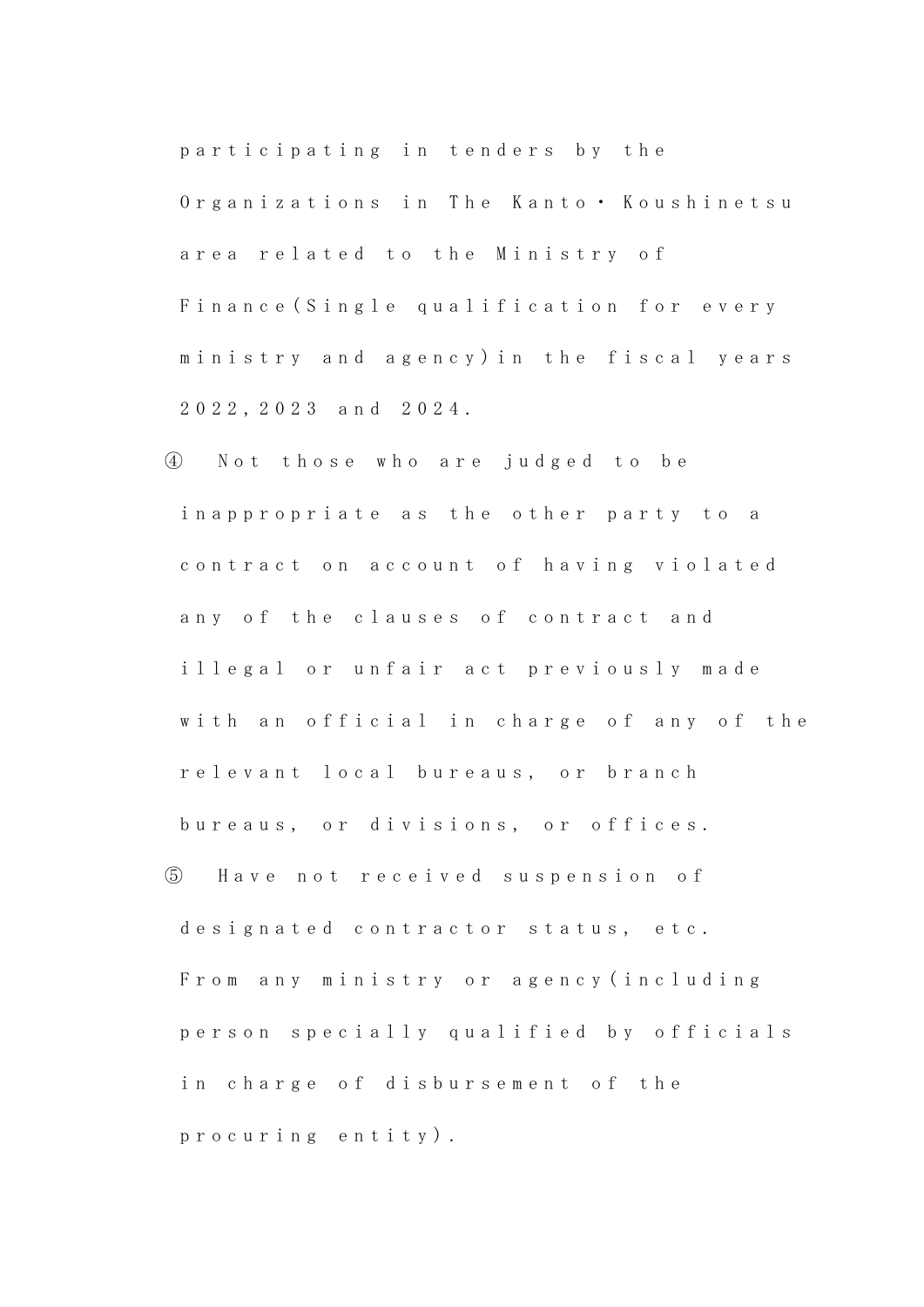participating in tenders by the Organizations in The Kanto・Koushinetsu area related to the Ministry of Finance(Single qualification for every ministry and agency)in the fiscal years 2022,2023 and 2024.

④ Not those who are judged to be inappropriate as the other party to a contract on account of having violated any of the clauses of contract and illegal or unfair act previously made with an official in charge of any of the relevant local bureaus, or branch bureaus, or divisions, or offices.

⑤ Have not received suspension of designated contractor status, etc. From any ministry or agency(including person specially qualified by officials in charge of disbursement of the procuring entity).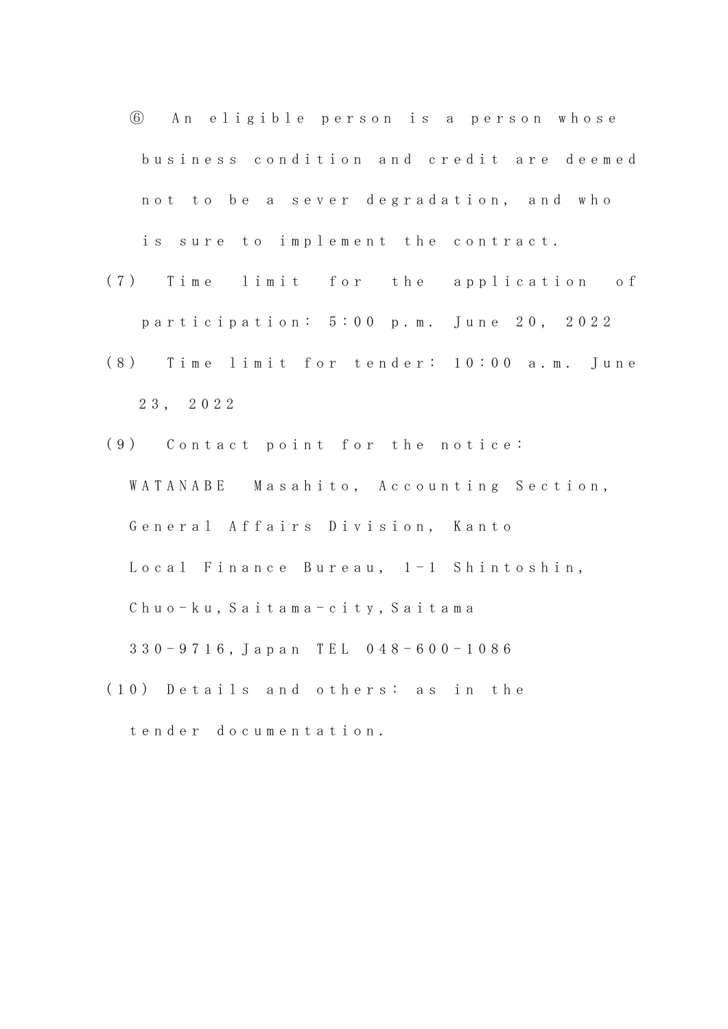⑥ An eligible person is a person whose business condition and credit are deemed not to be a sever degradation, and who is sure to implement the contract.

(7) Time limit for the application of participation: 5:00 p.m. June 20, 2022

(8) Time limit for tender: 10:00 a.m. June 23, 2022

(9) Contact point for the notice: WATANABE Masahito, Accounting Section, General Affairs Division, Kanto Local Finance Bureau, 1-1 Shintoshin, Chuo-ku,Saitama-city,Saitama 330-9716,Japan TEL 048-600-1086

(10) Details and others: as in the tender documentation.